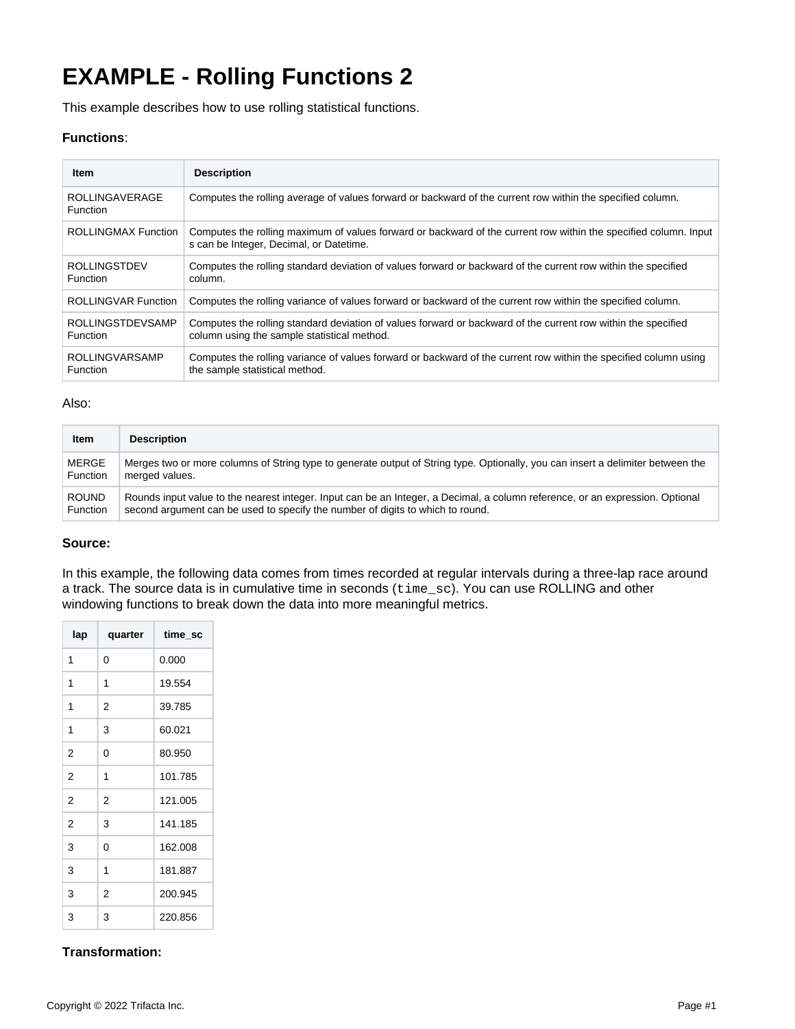# EXAMPLE - Rolling Functions 2

This example describes how to use rolling statistical functions.

**Functions**:

| Item | Description |
| --- | --- |
| ROLLINGAVERAGE Function | Computes the rolling average of values forward or backward of the current row within the specified column. |
| ROLLINGMAX Function | Computes the rolling maximum of values forward or backward of the current row within the specified column. Inputs can be Integer, Decimal, or Datetime. |
| ROLLINGSTDEV Function | Computes the rolling standard deviation of values forward or backward of the current row within the specified column. |
| ROLLINGVAR Function | Computes the rolling variance of values forward or backward of the current row within the specified column. |
| ROLLINGSTDEVSAMP Function | Computes the rolling standard deviation of values forward or backward of the current row within the specified column using the sample statistical method. |
| ROLLINGVARSAMP Function | Computes the rolling variance of values forward or backward of the current row within the specified column using the sample statistical method. |

Also:

| Item | Description |
| --- | --- |
| MERGE Function | Merges two or more columns of String type to generate output of String type. Optionally, you can insert a delimiter between the merged values. |
| ROUND Function | Rounds input value to the nearest integer. Input can be an Integer, a Decimal, a column reference, or an expression. Optional second argument can be used to specify the number of digits to which to round. |

**Source:**

In this example, the following data comes from times recorded at regular intervals during a three-lap race around a track. The source data is in cumulative time in seconds (`time_sc`). You can use ROLLING and other windowing functions to break down the data into more meaningful metrics.

| lap | quarter | time_sc |
| --- | --- | --- |
| 1 | 0 | 0.000 |
| 1 | 1 | 19.554 |
| 1 | 2 | 39.785 |
| 1 | 3 | 60.021 |
| 2 | 0 | 80.950 |
| 2 | 1 | 101.785 |
| 2 | 2 | 121.005 |
| 2 | 3 | 141.185 |
| 3 | 0 | 162.008 |
| 3 | 1 | 181.887 |
| 3 | 2 | 200.945 |
| 3 | 3 | 220.856 |

**Transformation:**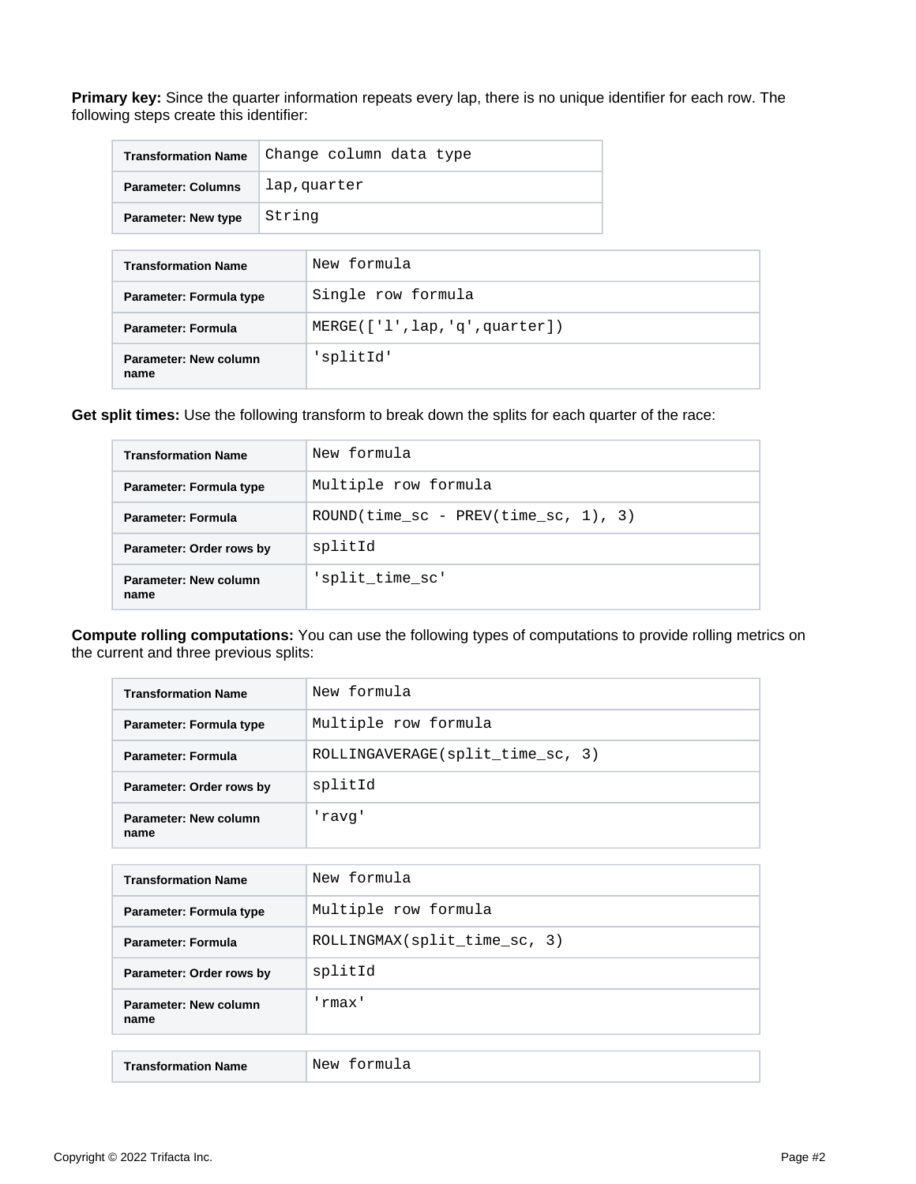**Primary key:** Since the quarter information repeats every lap, there is no unique identifier for each row. The following steps create this identifier:

| Transformation Name | Change column data type |
| --- | --- |
| Parameter: Columns | lap,quarter |
| Parameter: New type | String |

| Transformation Name | New formula |
| --- | --- |
| Parameter: Formula type | Single row formula |
| Parameter: Formula | MERGE(['l',lap,'q',quarter]) |
| Parameter: New column name | 'splitId' |

**Get split times:** Use the following transform to break down the splits for each quarter of the race:

| Transformation Name | New formula |
| --- | --- |
| Parameter: Formula type | Multiple row formula |
| Parameter: Formula | ROUND(time_sc - PREV(time_sc, 1), 3) |
| Parameter: Order rows by | splitId |
| Parameter: New column name | 'split_time_sc' |

**Compute rolling computations:** You can use the following types of computations to provide rolling metrics on the current and three previous splits:

| Transformation Name | New formula |
| --- | --- |
| Parameter: Formula type | Multiple row formula |
| Parameter: Formula | ROLLINGAVERAGE(split_time_sc, 3) |
| Parameter: Order rows by | splitId |
| Parameter: New column name | 'ravg' |

| Transformation Name | New formula |
| --- | --- |
| Parameter: Formula type | Multiple row formula |
| Parameter: Formula | ROLLINGMAX(split_time_sc, 3) |
| Parameter: Order rows by | splitId |
| Parameter: New column name | 'rmax' |

| Transformation Name | New formula |
| --- | --- |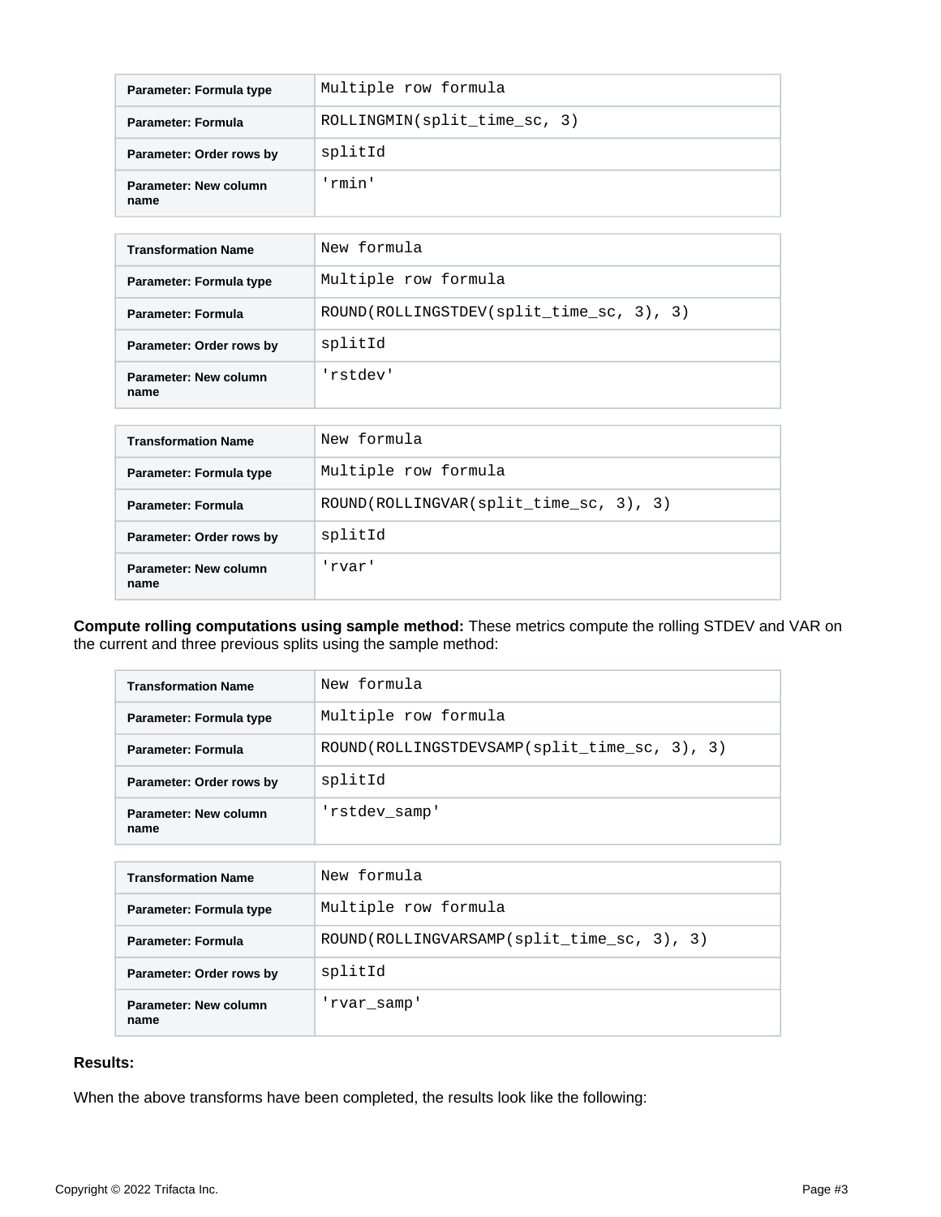| Parameter: Formula type | Multiple row formula |
| --- | --- |
| Parameter: Formula | ROLLINGMIN(split_time_sc, 3) |
| Parameter: Order rows by | splitId |
| Parameter: New column name | 'rmin' |

| Transformation Name | New formula |
| --- | --- |
| Parameter: Formula type | Multiple row formula |
| Parameter: Formula | ROUND(ROLLINGSTDEV(split_time_sc, 3), 3) |
| Parameter: Order rows by | splitId |
| Parameter: New column name | 'rstdev' |

| Transformation Name | New formula |
| --- | --- |
| Parameter: Formula type | Multiple row formula |
| Parameter: Formula | ROUND(ROLLINGVAR(split_time_sc, 3), 3) |
| Parameter: Order rows by | splitId |
| Parameter: New column name | 'rvar' |

**Compute rolling computations using sample method:** These metrics compute the rolling STDEV and VAR on the current and three previous splits using the sample method:

| Transformation Name | New formula |
| --- | --- |
| Parameter: Formula type | Multiple row formula |
| Parameter: Formula | ROUND(ROLLINGSTDEVSAMP(split_time_sc, 3), 3) |
| Parameter: Order rows by | splitId |
| Parameter: New column name | 'rstdev_samp' |

| Transformation Name | New formula |
| --- | --- |
| Parameter: Formula type | Multiple row formula |
| Parameter: Formula | ROUND(ROLLINGVARSAMP(split_time_sc, 3), 3) |
| Parameter: Order rows by | splitId |
| Parameter: New column name | 'rvar_samp' |

**Results:**

When the above transforms have been completed, the results look like the following: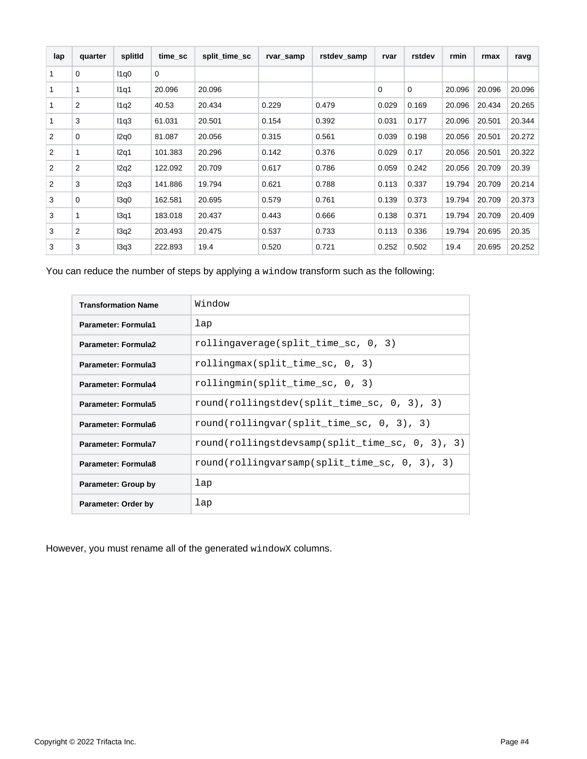| lap | quarter | splitId | time_sc | split_time_sc | rvar_samp | rstdev_samp | rvar | rstdev | rmin | rmax | ravg |
|---|---|---|---|---|---|---|---|---|---|---|---|
| 1 | 0 | l1q0 | 0 | | | | | | | | |
| 1 | 1 | l1q1 | 20.096 | 20.096 | | | 0 | 0 | 20.096 | 20.096 | 20.096 |
| 1 | 2 | l1q2 | 40.53 | 20.434 | 0.229 | 0.479 | 0.029 | 0.169 | 20.096 | 20.434 | 20.265 |
| 1 | 3 | l1q3 | 61.031 | 20.501 | 0.154 | 0.392 | 0.031 | 0.177 | 20.096 | 20.501 | 20.344 |
| 2 | 0 | l2q0 | 81.087 | 20.056 | 0.315 | 0.561 | 0.039 | 0.198 | 20.056 | 20.501 | 20.272 |
| 2 | 1 | l2q1 | 101.383 | 20.296 | 0.142 | 0.376 | 0.029 | 0.17 | 20.056 | 20.501 | 20.322 |
| 2 | 2 | l2q2 | 122.092 | 20.709 | 0.617 | 0.786 | 0.059 | 0.242 | 20.056 | 20.709 | 20.39 |
| 2 | 3 | l2q3 | 141.886 | 19.794 | 0.621 | 0.788 | 0.113 | 0.337 | 19.794 | 20.709 | 20.214 |
| 3 | 0 | l3q0 | 162.581 | 20.695 | 0.579 | 0.761 | 0.139 | 0.373 | 19.794 | 20.709 | 20.373 |
| 3 | 1 | l3q1 | 183.018 | 20.437 | 0.443 | 0.666 | 0.138 | 0.371 | 19.794 | 20.709 | 20.409 |
| 3 | 2 | l3q2 | 203.493 | 20.475 | 0.537 | 0.733 | 0.113 | 0.336 | 19.794 | 20.695 | 20.35 |
| 3 | 3 | l3q3 | 222.893 | 19.4 | 0.520 | 0.721 | 0.252 | 0.502 | 19.4 | 20.695 | 20.252 |

You can reduce the number of steps by applying a `window` transform such as the following:

| | |
|---|---|
| **Transformation Name** | `Window` |
| **Parameter: Formula1** | `lap` |
| **Parameter: Formula2** | `rollingaverage(split_time_sc, 0, 3)` |
| **Parameter: Formula3** | `rollingmax(split_time_sc, 0, 3)` |
| **Parameter: Formula4** | `rollingmin(split_time_sc, 0, 3)` |
| **Parameter: Formula5** | `round(rollingstdev(split_time_sc, 0, 3), 3)` |
| **Parameter: Formula6** | `round(rollingvar(split_time_sc, 0, 3), 3)` |
| **Parameter: Formula7** | `round(rollingstdevsamp(split_time_sc, 0, 3), 3)` |
| **Parameter: Formula8** | `round(rollingvarsamp(split_time_sc, 0, 3), 3)` |
| **Parameter: Group by** | `lap` |
| **Parameter: Order by** | `lap` |

However, you must rename all of the generated `windowX` columns.